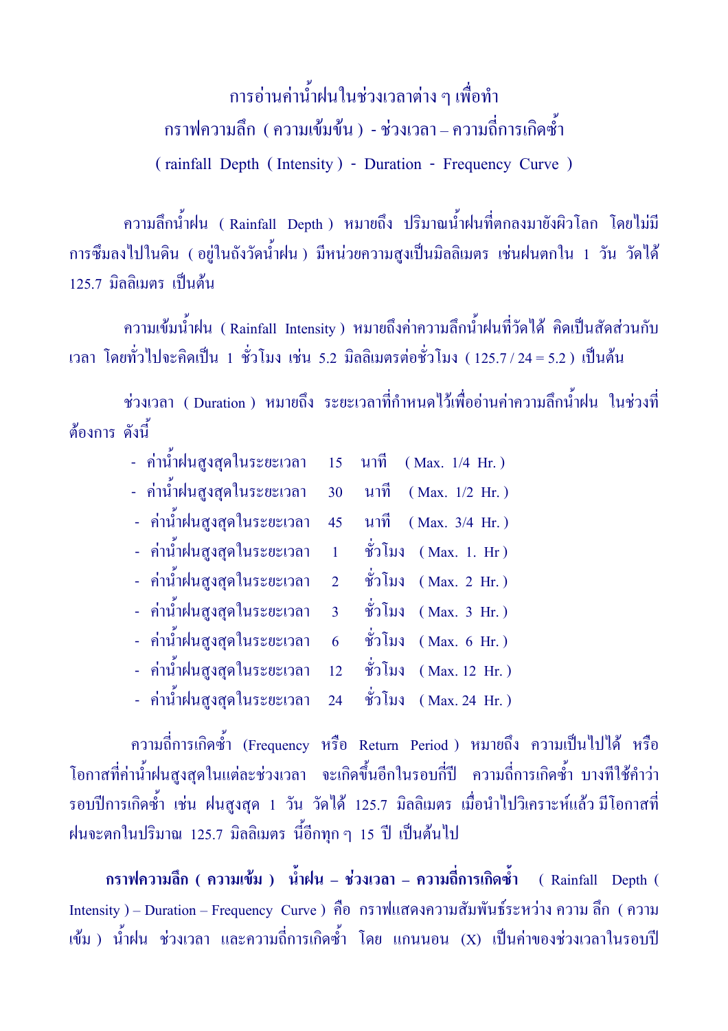# การอ่านค่าน้ำฝนในช่วงเวลาต่าง ๆ เพื่อทำ กราฟความลึก ( ความเข้มข้น ) - ช่วงเวลา – ความถี่การเกิดซ้ำ ( rainfall Depth ( Intensity ) - Duration - Frequency Curve )

ความลึกน้ำฝน ( Rainfall Depth ) หมายถึง ปริมาณน้ำฝนที่ตกลงมายังผิวโลก โดยไม่มีการซึมลงไปในดิน ( อยู่ในถังวัดน้ำฝน ) มีหน่วยความสูงเป็นมิลลิเมตร เช่นฝนตกใน 1 วัน วัดได้ 125.7 มิลลิเมตร เป็นต้น

ความเข้มน้ำฝน ( Rainfall Intensity ) หมายถึงค่าความลึกน้ำฝนที่วัดได้ คิดเป็นสัดส่วนกับเวลา โดยทั่วไปจะคิดเป็น 1 ชั่วโมง เช่น 5.2 มิลลิเมตรต่อชั่วโมง ( 125.7 / 24 = 5.2 ) เป็นต้น

ช่วงเวลา ( Duration ) หมายถึง ระยะเวลาที่กำหนดไว้เพื่ออ่านค่าความลึกน้ำฝน ในช่วงที่ต้องการ ดังนี้

- ค่าน้ำฝนสูงสุดในระยะเวลา 15 นาที ( Max. 1/4 Hr. )
- ค่าน้ำฝนสูงสุดในระยะเวลา 30 นาที ( Max. 1/2 Hr. )
- ค่าน้ำฝนสูงสุดในระยะเวลา 45 นาที ( Max. 3/4 Hr. )
- ค่าน้ำฝนสูงสุดในระยะเวลา 1 ชั่วโมง ( Max. 1. Hr )
- ค่าน้ำฝนสูงสุดในระยะเวลา 2 ชั่วโมง ( Max. 2 Hr. )
- ค่าน้ำฝนสูงสุดในระยะเวลา 3 ชั่วโมง ( Max. 3 Hr. )
- ค่าน้ำฝนสูงสุดในระยะเวลา 6 ชั่วโมง ( Max. 6 Hr. )
- ค่าน้ำฝนสูงสุดในระยะเวลา 12 ชั่วโมง ( Max. 12 Hr. )
- ค่าน้ำฝนสูงสุดในระยะเวลา 24 ชั่วโมง ( Max. 24 Hr. )

ความถี่การเกิดซ้ำ (Frequency หรือ Return Period ) หมายถึง ความเป็นไปได้ หรือโอกาสที่ค่าน้ำฝนสูงสุดในแต่ละช่วงเวลา จะเกิดขึ้นอีกในรอบกี่ปี ความถี่การเกิดซ้ำ บางทีใช้คำว่า รอบปีการเกิดซ้ำ เช่น ฝนสูงสุด 1 วัน วัดได้ 125.7 มิลลิเมตร เมื่อนำไปวิเคราะห์แล้ว มีโอกาสที่ฝนจะตกในปริมาณ 125.7 มิลลิเมตร นี้อีกทุก ๆ 15 ปี เป็นต้นไป

**กราฟความลึก ( ความเข้ม ) น้ำฝน – ช่วงเวลา – ความถี่การเกิดซ้ำ** ( Rainfall Depth ( Intensity ) – Duration – Frequency Curve ) คือ กราฟแสดงความสัมพันธ์ระหว่าง ความ ลึก ( ความเข้ม ) น้ำฝน ช่วงเวลา และความถี่การเกิดซ้ำ โดย แกนนอน (X) เป็นค่าของช่วงเวลาในรอบปี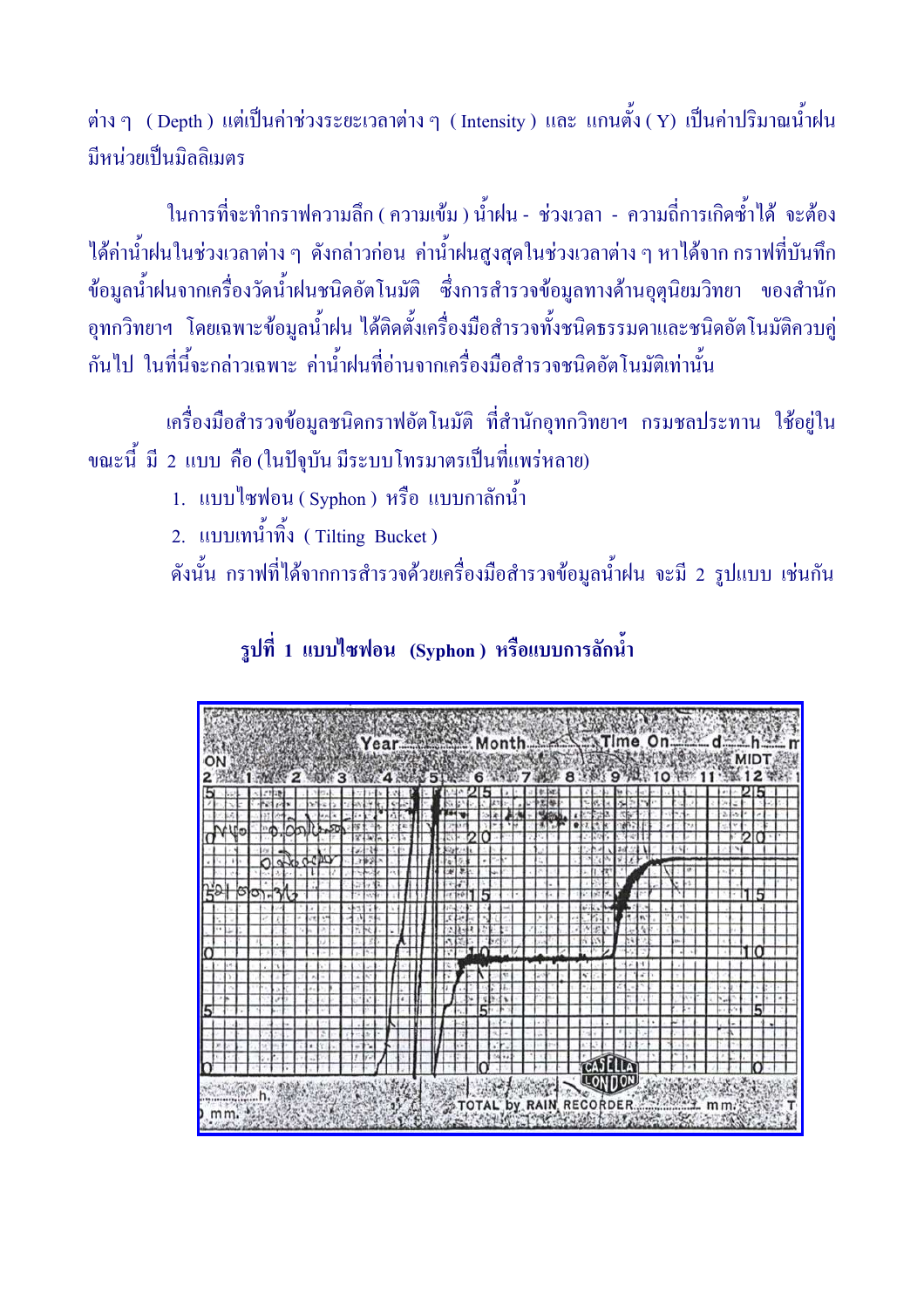ต่าง ๆ ( Depth ) แต่เป็นค่าช่วงระยะเวลาต่าง ๆ ( Intensity ) และ แกนตั้ง ( Y) เป็นค่าปริมาณน้ำฝน มีหน่วยเป็นมิลลิเมตร

ในการที่จะทำกราฟความลึก ( ความเข้ม ) น้ำฝน - ช่วงเวลา - ความถี่การเกิดซ้ำได้ จะต้องได้ค่าน้ำฝนในช่วงเวลาต่าง ๆ ดังกล่าวก่อน ค่าน้ำฝนสูงสุดในช่วงเวลาต่าง ๆ หาได้จาก กราฟที่บันทึกข้อมูลน้ำฝนจากเครื่องวัดน้ำฝนชนิดอัตโนมัติ ซึ่งการสำรวจข้อมูลทางด้านอุตุนิยมวิทยา ของสำนักอุทกวิทยาฯ โดยเฉพาะข้อมูลน้ำฝน ได้ติดตั้งเครื่องมือสำรวจทั้งชนิดธรรมดาและชนิดอัตโนมัติควบคู่กันไป ในที่นี้จะกล่าวเฉพาะ ค่าน้ำฝนที่อ่านจากเครื่องมือสำรวจชนิดอัตโนมัติเท่านั้น

เครื่องมือสำรวจข้อมูลชนิดกราฟอัตโนมัติ ที่สำนักอุทกวิทยาฯ กรมชลประทาน ใช้อยู่ในขณะนี้ มี 2 แบบ คือ (ในปัจุบัน มีระบบโทรมาตรเป็นที่แพร่หลาย)

1. แบบไซฟอน ( Syphon ) หรือ แบบกาลักน้ำ
2. แบบเทน้ำทิ้ง ( Tilting Bucket )

ดังนั้น กราฟที่ได้จากการสำรวจด้วยเครื่องมือสำรวจข้อมูลน้ำฝน จะมี 2 รูปแบบ เช่นกัน

**รูปที่ 1 แบบไซฟอน (Syphon ) หรือแบบการลักน้ำ**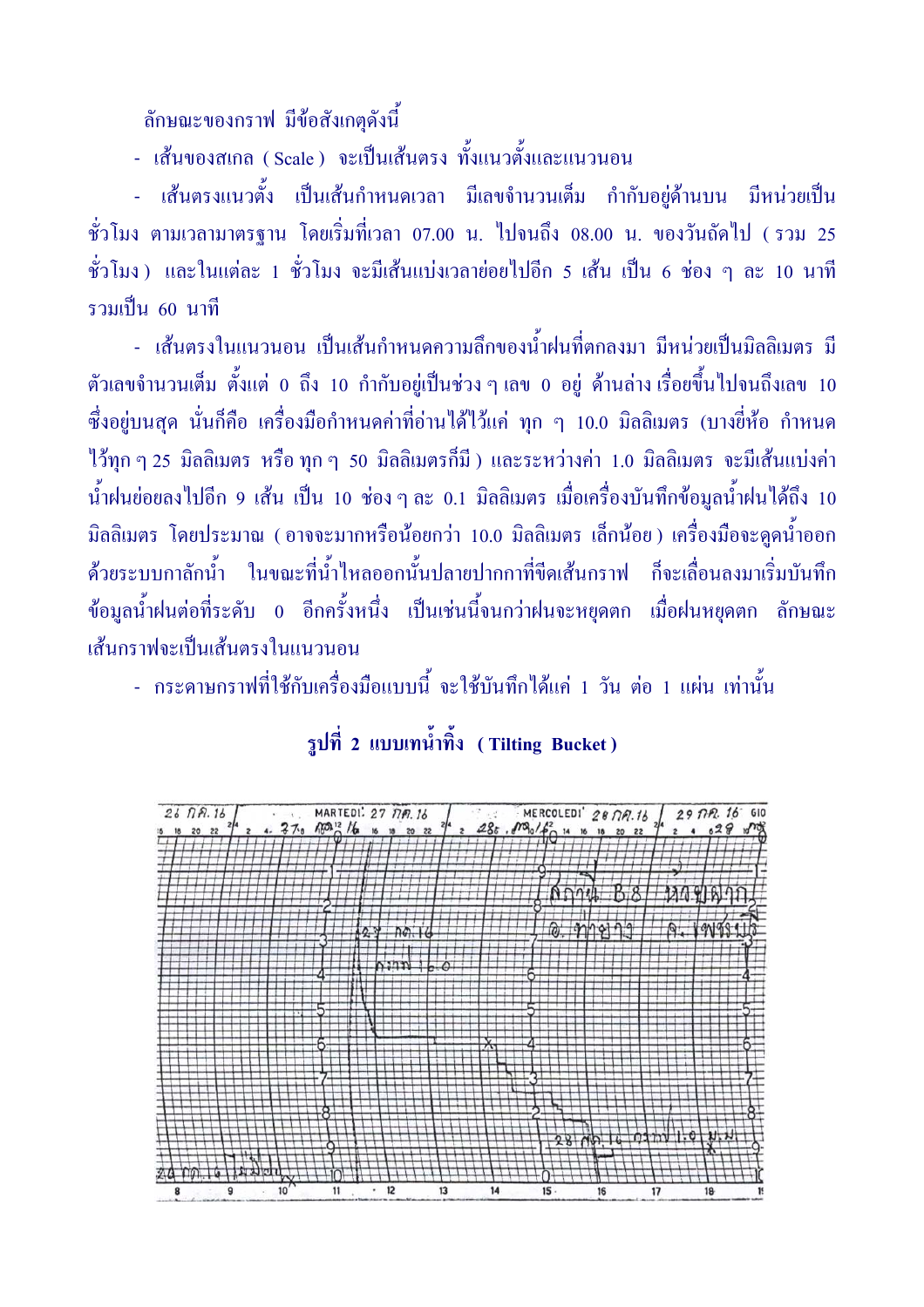ลักษณะของกราฟ มีข้อสังเกตุดังนี้

- เส้นของสเกล ( Scale ) จะเป็นเส้นตรง ทั้งแนวตั้งและแนวนอน

- เส้นตรงแนวตั้ง เป็นเส้นกำหนดเวลา มีเลขจำนวนเต็ม กำกับอยู่ด้านบน มีหน่วยเป็นชั่วโมง ตามเวลามาตรฐาน โดยเริ่มที่เวลา 07.00 น. ไปจนถึง 08.00 น. ของวันถัดไป ( รวม 25 ชั่วโมง ) และในแต่ละ 1 ชั่วโมง จะมีเส้นแบ่งเวลาย่อยไปอีก 5 เส้น เป็น 6 ช่อง ๆ ละ 10 นาที รวมเป็น 60 นาที

- เส้นตรงในแนวนอน เป็นเส้นกำหนดความลึกของน้ำฝนที่ตกลงมา มีหน่วยเป็นมิลลิเมตร มีตัวเลขจำนวนเต็ม ตั้งแต่ 0 ถึง 10 กำกับอยู่เป็นช่วง ๆ เลข 0 อยู่ ด้านล่าง เรื่อยขึ้นไปจนถึงเลข 10 ซึ่งอยู่บนสุด นั่นก็คือ เครื่องมือกำหนดค่าที่อ่านได้ไว้แค่ ทุก ๆ 10.0 มิลลิเมตร (บางยี่ห้อ กำหนดไว้ทุก ๆ 25 มิลลิเมตร หรือ ทุก ๆ 50 มิลลิเมตรก็มี ) และระหว่างค่า 1.0 มิลลิเมตร จะมีเส้นแบ่งค่าน้ำฝนย่อยลงไปอีก 9 เส้น เป็น 10 ช่อง ๆ ละ 0.1 มิลลิเมตร เมื่อเครื่องบันทึกข้อมูลน้ำฝนได้ถึง 10 มิลลิเมตร โดยประมาณ ( อาจจะมากหรือน้อยกว่า 10.0 มิลลิเมตร เล็กน้อย ) เครื่องมือจะดูดน้ำออกด้วยระบบกาลักน้ำ ในขณะที่น้ำไหลออกนั้นปลายปากกาที่ขีดเส้นกราฟ ก็จะเลื่อนลงมาเริ่มบันทึกข้อมูลน้ำฝนต่อที่ระดับ 0 อีกครั้งหนึ่ง เป็นเช่นนี้จนกว่าฝนจะหยุดตก เมื่อฝนหยุดตก ลักษณะเส้นกราฟจะเป็นเส้นตรงในแนวนอน

- กระดาษกราฟที่ใช้กับเครื่องมือแบบนี้ จะใช้บันทึกได้แค่ 1 วัน ต่อ 1 แผ่น เท่านั้น

**รูปที่ 2 แบบเทน้ำทิ้ง ( Tilting Bucket )**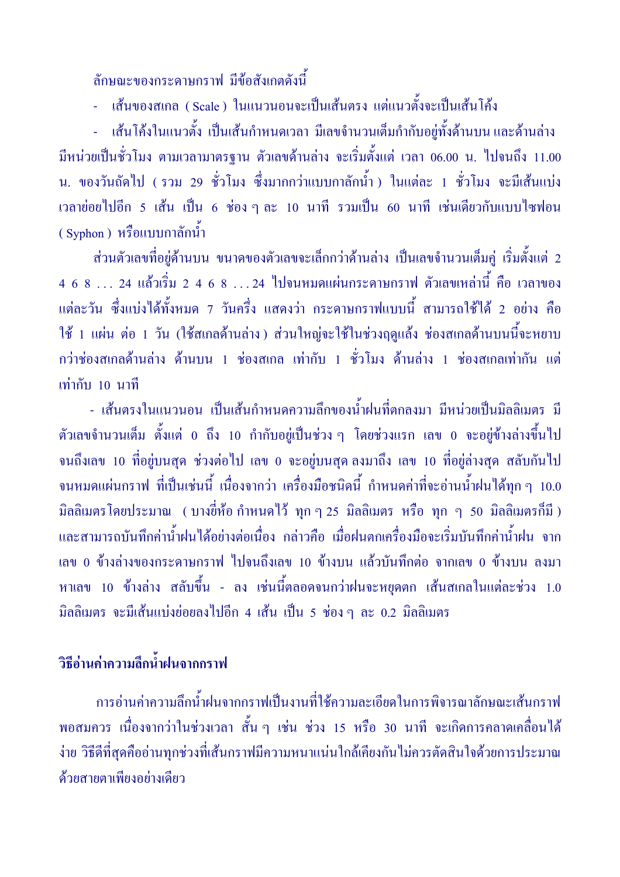ลักษณะของกระดาษกราฟ มีข้อสังเกตดังนี้

- เส้นของสเกล ( Scale ) ในแนวนอนจะเป็นเส้นตรง แต่แนวตั้งจะเป็นเส้นโค้ง

- เส้นโค้งในแนวตั้ง เป็นเส้นกำหนดเวลา มีเลขจำนวนเต็มกำกับอยู่ทั้งด้านบน และด้านล่าง มีหน่วยเป็นชั่วโมง ตามเวลามาตรฐาน ตัวเลขด้านล่าง จะเริ่มตั้งแต่ เวลา 06.00 น. ไปจนถึง 11.00 น. ของวันถัดไป ( รวม 29 ชั่วโมง ซึ่งมากกว่าแบบกาลักน้ำ ) ในแต่ละ 1 ชั่วโมง จะมีเส้นแบ่งเวลาย่อยไปอีก 5 เส้น เป็น 6 ช่อง ๆ ละ 10 นาที รวมเป็น 60 นาที เช่นเดียวกับแบบไซฟอน ( Syphon ) หรือแบบกาลักน้ำ

ส่วนตัวเลขที่อยู่ด้านบน ขนาดของตัวเลขจะเล็กกว่าด้านล่าง เป็นเลขจำนวนเต็มคู่ เริ่มตั้งแต่ 2 4 6 8 . . . 24 แล้วเริ่ม 2 4 6 8 . . . 24 ไปจนหมดแผ่นกระดาษกราฟ ตัวเลขเหล่านี้ คือ เวลาของแต่ละวัน ซึ่งแบ่งได้ทั้งหมด 7 วันครึ่ง แสดงว่า กระดาษกราฟแบบนี้ สามารถใช้ได้ 2 อย่าง คือ ใช้ 1 แผ่น ต่อ 1 วัน (ใช้สเกลด้านล่าง ) ส่วนใหญ่จะใช้ในช่วงฤดูแล้ง ช่องสเกลด้านบนนี้จะหยาบกว่าช่องสเกลด้านล่าง ด้านบน 1 ช่องสเกล เท่ากับ 1 ชั่วโมง ด้านล่าง 1 ช่องสเกลเท่ากัน แต่เท่ากับ 10 นาที

- เส้นตรงในแนวนอน เป็นเส้นกำหนดความลึกของน้ำฝนที่ตกลงมา มีหน่วยเป็นมิลลิเมตร มีตัวเลขจำนวนเต็ม ตั้งแต่ 0 ถึง 10 กำกับอยู่เป็นช่วง ๆ โดยช่วงแรก เลข 0 จะอยู่ข้างล่างขึ้นไปจนถึงเลข 10 ที่อยู่บนสุด ช่วงต่อไป เลข 0 จะอยู่บนสุด ลงมาถึง เลข 10 ที่อยู่ล่างสุด สลับกันไปจนหมดแผ่นกราฟ ที่เป็นเช่นนี้ เนื่องจากว่า เครื่องมือชนิดนี้ กำหนดค่าที่จะอ่านน้ำฝนได้ทุก ๆ 10.0 มิลลิเมตรโดยประมาณ ( บางยี่ห้อ กำหนดไว้ ทุก ๆ 25 มิลลิเมตร หรือ ทุก ๆ 50 มิลลิเมตรก็มี ) และสามารถบันทึกค่าน้ำฝนได้อย่างต่อเนื่อง กล่าวคือ เมื่อฝนตกเครื่องมือจะเริ่มบันทึกค่าน้ำฝน จากเลข 0 ข้างล่างของกระดาษกราฟ ไปจนถึงเลข 10 ข้างบน แล้วบันทึกต่อ จากเลข 0 ข้างบน ลงมาหาเลข 10 ข้างล่าง สลับขึ้น - ลง เช่นนี้ตลอดจนกว่าฝนจะหยุดตก เส้นสเกลในแต่ละช่วง 1.0 มิลลิเมตร จะมีเส้นแบ่งย่อยลงไปอีก 4 เส้น เป็น 5 ช่อง ๆ ละ 0.2 มิลลิเมตร

## วิธีอ่านค่าความลึกน้ำฝนจากกราฟ

การอ่านค่าความลึกน้ำฝนจากกราฟเป็นงานที่ใช้ความละเอียดในการพิจารณาลักษณะเส้นกราฟพอสมควร เนื่องจากว่าในช่วงเวลา สั้น ๆ เช่น ช่วง 15 หรือ 30 นาที จะเกิดการคลาดเคลื่อนได้ง่าย วิธีดีที่สุดคืออ่านทุกช่วงที่เส้นกราฟมีความหนาแน่นใกล้เคียงกันไม่ควรตัดสินใจด้วยการประมาณด้วยสายตาเพียงอย่างเดียว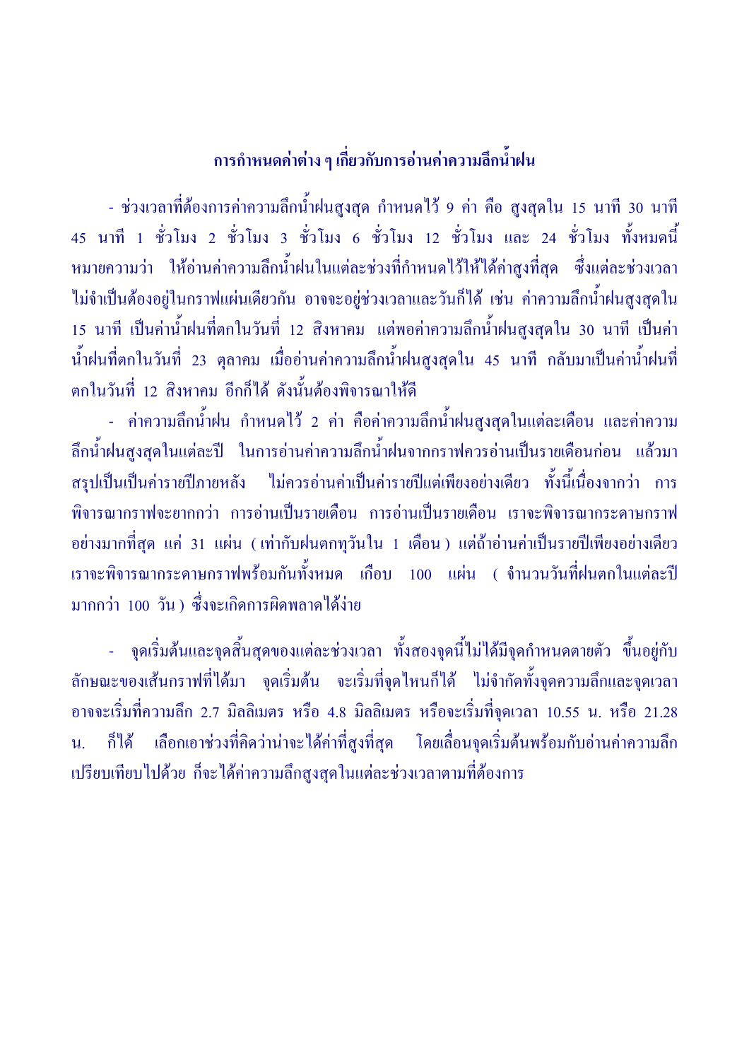## การกำหนดค่าต่าง ๆ เกี่ยวกับการอ่านค่าความลึกน้ำฝน

- ช่วงเวลาที่ต้องการค่าความลึกน้ำฝนสูงสุด กำหนดไว้ 9 ค่า คือ สูงสุดใน 15 นาที 30 นาที 45 นาที 1 ชั่วโมง 2 ชั่วโมง 3 ชั่วโมง 6 ชั่วโมง 12 ชั่วโมง และ 24 ชั่วโมง ทั้งหมดนี้หมายความว่า ให้อ่านค่าความลึกน้ำฝนในแต่ละช่วงที่กำหนดไว้ให้ได้ค่าสูงที่สุด ซึ่งแต่ละช่วงเวลาไม่จำเป็นต้องอยู่ในกราฟแผ่นเดียวกัน อาจจะอยู่ช่วงเวลาและวันก็ได้ เช่น ค่าความลึกน้ำฝนสูงสุดใน 15 นาที เป็นค่าน้ำฝนที่ตกในวันที่ 12 สิงหาคม แต่พอค่าความลึกน้ำฝนสูงสุดใน 30 นาที เป็นค่าน้ำฝนที่ตกในวันที่ 23 ตุลาคม เมื่ออ่านค่าความลึกน้ำฝนสูงสุดใน 45 นาที กลับมาเป็นค่าน้ำฝนที่ตกในวันที่ 12 สิงหาคม อีกก็ได้ ดังนั้นต้องพิจารณาให้ดี

- ค่าความลึกน้ำฝน กำหนดไว้ 2 ค่า คือค่าความลึกน้ำฝนสูงสุดในแต่ละเดือน และค่าความลึกน้ำฝนสูงสุดในแต่ละปี ในการอ่านค่าความลึกน้ำฝนจากกราฟควรอ่านเป็นรายเดือนก่อน แล้วมาสรุปเป็นเป็นค่ารายปีภายหลัง ไม่ควรอ่านค่าเป็นค่ารายปีแต่เพียงอย่างเดียว ทั้งนี้เนื่องจากว่า การพิจารณากราฟจะยากกว่า การอ่านเป็นรายเดือน การอ่านเป็นรายเดือน เราจะพิจารณากระดาษกราฟอย่างมากที่สุด แค่ 31 แผ่น ( เท่ากับฝนตกทุวันใน 1 เดือน ) แต่ถ้าอ่านค่าเป็นรายปีเพียงอย่างเดียว เราจะพิจารณากระดาษกราฟพร้อมกันทั้งหมด เกือบ 100 แผ่น ( จำนวนวันที่ฝนตกในแต่ละปีมากกว่า 100 วัน ) ซึ่งจะเกิดการผิดพลาดได้ง่าย

- จุดเริ่มต้นและจุดสิ้นสุดของแต่ละช่วงเวลา ทั้งสองจุดนี้ไม่ได้มีจุดกำหนดตายตัว ขึ้นอยู่กับลักษณะของเส้นกราฟที่ได้มา จุดเริ่มต้น จะเริ่มที่จุดไหนก็ได้ ไม่จำกัดทั้งจุดความลึกและจุดเวลา อาจจะเริ่มที่ความลึก 2.7 มิลลิเมตร หรือ 4.8 มิลลิเมตร หรือจะเริ่มที่จุดเวลา 10.55 น. หรือ 21.28 น. ก็ได้ เลือกเอาช่วงที่คิดว่าน่าจะได้ค่าที่สูงที่สุด โดยเลื่อนจุดเริ่มต้นพร้อมกับอ่านค่าความลึกเปรียบเทียบไปด้วย ก็จะได้ค่าความลึกสูงสุดในแต่ละช่วงเวลาตามที่ต้องการ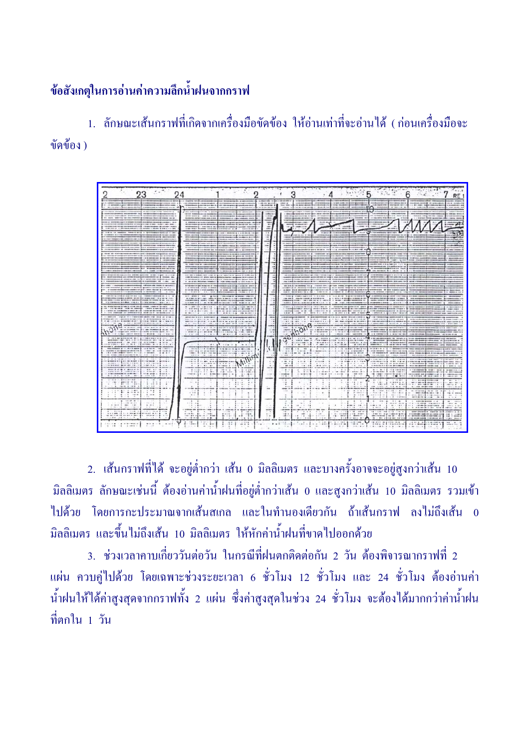**ข้อสังเกตุในการอ่านค่าความลึกน้ำฝนจากกราฟ**

1. ลักษณะเส้นกราฟที่เกิดจากเครื่องมือขัดข้อง ให้อ่านเท่าที่จะอ่านได้ ( ก่อนเครื่องมือจะขัดข้อง )

2. เส้นกราฟที่ได้ จะอยู่ต่ำกว่า เส้น 0 มิลลิเมตร และบางครั้งอาจจะอยู่สูงกว่าเส้น 10 มิลลิเมตร ลักษณะเช่นนี้ ต้องอ่านค่าน้ำฝนที่อยู่ต่ำกว่าเส้น 0 และสูงกว่าเส้น 10 มิลลิเมตร รวมเข้าไปด้วย โดยการกะประมาณจากเส้นสเกล และในทำนองเดียวกัน ถ้าเส้นกราฟ ลงไม่ถึงเส้น 0 มิลลิเมตร และขึ้นไม่ถึงเส้น 10 มิลลิเมตร ให้หักค่าน้ำฝนที่ขาดไปออกด้วย

3. ช่วงเวลาคาบเกี่ยววันต่อวัน ในกรณีที่ฝนตกติดต่อกัน 2 วัน ต้องพิจารณากราฟที่ 2 แผ่น ควบคู่ไปด้วย โดยเฉพาะช่วงระยะเวลา 6 ชั่วโมง 12 ชั่วโมง และ 24 ชั่วโมง ต้องอ่านค่าน้ำฝนให้ได้ค่าสูงสุดจากกราฟทั้ง 2 แผ่น ซึ่งค่าสูงสุดในช่วง 24 ชั่วโมง จะต้องได้มากกว่าค่าน้ำฝนที่ตกใน 1 วัน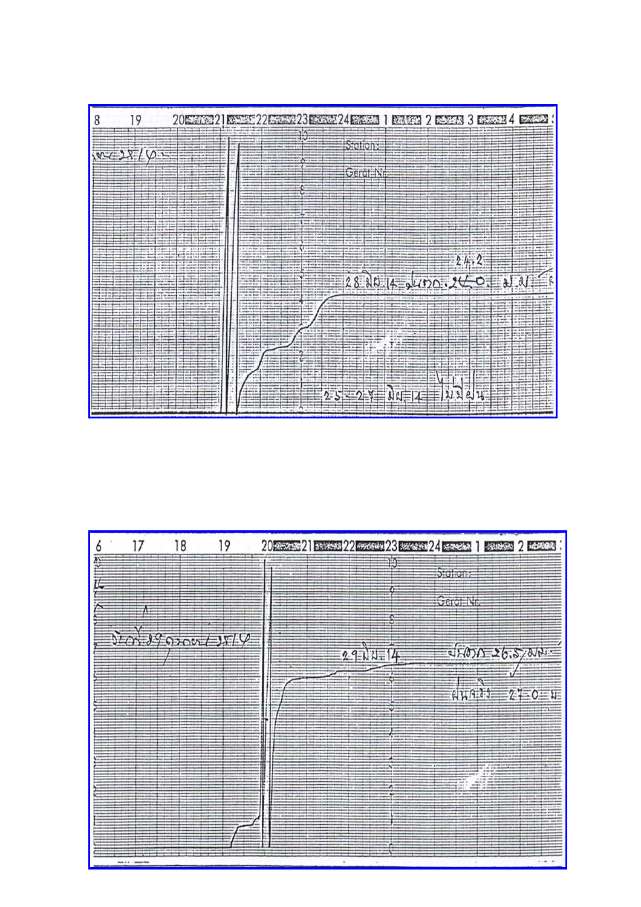24.2

28 มิย 14 ฝนตก 24.0 มม

25-27 มิย 14 ไม่มีฝน

29 มิย 14 ฝนตก 26.5 มม

ฝนจริง 27.0 มม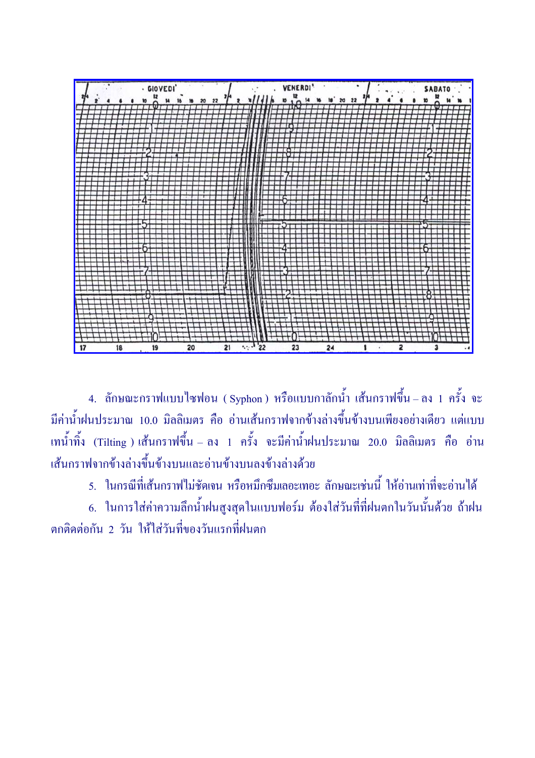GIOVEDI VENERDI SABATO

17 18 19 20 21 22 23 24 1 2 3

4. ลักษณะกราฟแบบไซฟอน ( Syphon ) หรือแบบกาลักน้ำ เส้นกราฟขึ้น – ลง 1 ครั้ง จะมีค่าน้ำฝนประมาณ 10.0 มิลลิเมตร คือ อ่านเส้นกราฟจากข้างล่างขึ้นข้างบนเพียงอย่างเดียว แต่แบบเทน้ำทิ้ง (Tilting ) เส้นกราฟขึ้น – ลง 1 ครั้ง จะมีค่าน้ำฝนประมาณ 20.0 มิลลิเมตร คือ อ่านเส้นกราฟจากข้างล่างขึ้นข้างบนและอ่านข้างบนลงข้างล่างด้วย

5. ในกรณีที่เส้นกราฟไม่ชัดเจน หรือหมึกซึมเลอะเทอะ ลักษณะเช่นนี้ ให้อ่านเท่าที่จะอ่านได้

6. ในการใส่ค่าความลึกน้ำฝนสูงสุดในแบบฟอร์ม ต้องใส่วันที่ที่ฝนตกในวันนั้นด้วย ถ้าฝนตกติดต่อกัน 2 วัน ให้ใส่วันที่ของวันแรกที่ฝนตก